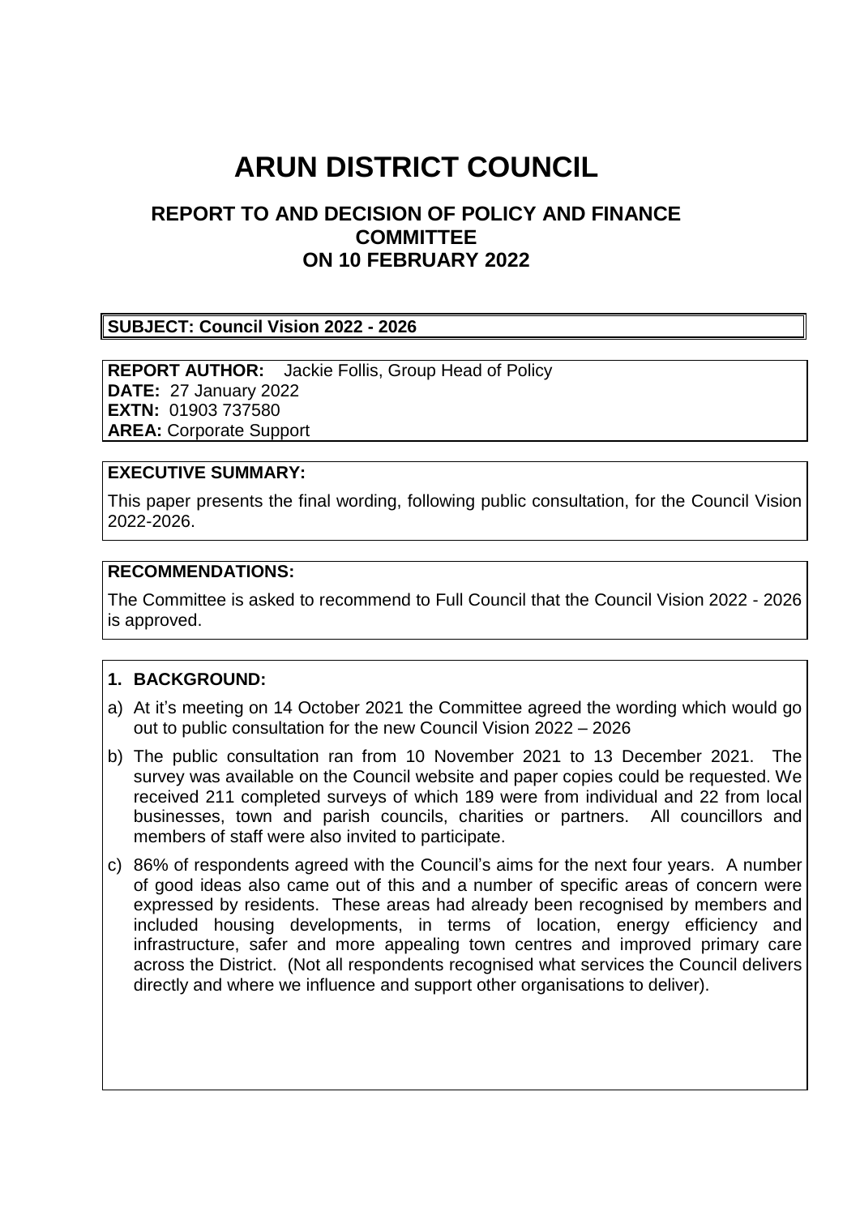# ARUN DISTRICT COUNCIL

## REPORT TO AND DECISION OF POLICY AND FINANCE COMMITTEE ON 10 FEBRUARY 2022

**SUBJECT: Council Vision 2022 - 2026**

**REPORT AUTHOR:** Jackie Follis, Group Head of Policy
**DATE:** 27 January 2022
**EXTN:** 01903 737580
**AREA:** Corporate Support

**EXECUTIVE SUMMARY:**

This paper presents the final wording, following public consultation, for the Council Vision 2022-2026.

**RECOMMENDATIONS:**

The Committee is asked to recommend to Full Council that the Council Vision 2022 - 2026 is approved.

**1. BACKGROUND:**

a) At it's meeting on 14 October 2021 the Committee agreed the wording which would go out to public consultation for the new Council Vision 2022 – 2026

b) The public consultation ran from 10 November 2021 to 13 December 2021. The survey was available on the Council website and paper copies could be requested. We received 211 completed surveys of which 189 were from individual and 22 from local businesses, town and parish councils, charities or partners. All councillors and members of staff were also invited to participate.

c) 86% of respondents agreed with the Council's aims for the next four years. A number of good ideas also came out of this and a number of specific areas of concern were expressed by residents. These areas had already been recognised by members and included housing developments, in terms of location, energy efficiency and infrastructure, safer and more appealing town centres and improved primary care across the District. (Not all respondents recognised what services the Council delivers directly and where we influence and support other organisations to deliver).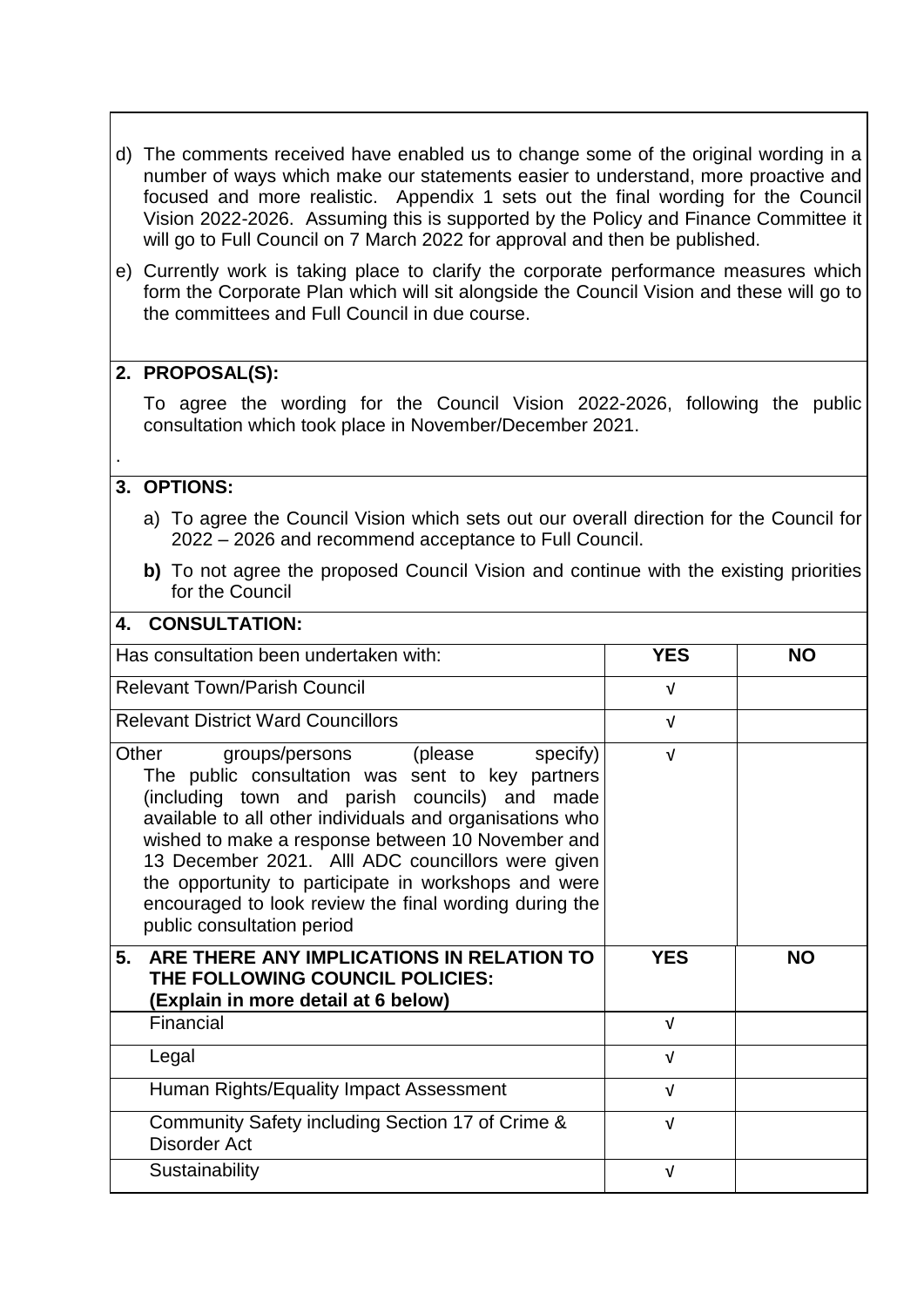d) The comments received have enabled us to change some of the original wording in a number of ways which make our statements easier to understand, more proactive and focused and more realistic. Appendix 1 sets out the final wording for the Council Vision 2022-2026. Assuming this is supported by the Policy and Finance Committee it will go to Full Council on 7 March 2022 for approval and then be published.

e) Currently work is taking place to clarify the corporate performance measures which form the Corporate Plan which will sit alongside the Council Vision and these will go to the committees and Full Council in due course.

## 2. PROPOSAL(S):

To agree the wording for the Council Vision 2022-2026, following the public consultation which took place in November/December 2021.

.

## 3. OPTIONS:

a) To agree the Council Vision which sets out our overall direction for the Council for 2022 – 2026 and recommend acceptance to Full Council.

**b)** To not agree the proposed Council Vision and continue with the existing priorities for the Council

## 4. CONSULTATION:

| Has consultation been undertaken with: | YES | NO |
|---|---|---|
| Relevant Town/Parish Council | √ | |
| Relevant District Ward Councillors | √ | |
| Other groups/persons (please specify) The public consultation was sent to key partners (including town and parish councils) and made available to all other individuals and organisations who wished to make a response between 10 November and 13 December 2021. Alll ADC councillors were given the opportunity to participate in workshops and were encouraged to look review the final wording during the public consultation period | √ | |

| **5. ARE THERE ANY IMPLICATIONS IN RELATION TO THE FOLLOWING COUNCIL POLICIES: (Explain in more detail at 6 below)** | **YES** | **NO** |
|---|---|---|
| Financial | √ | |
| Legal | √ | |
| Human Rights/Equality Impact Assessment | √ | |
| Community Safety including Section 17 of Crime & Disorder Act | √ | |
| Sustainability | √ | |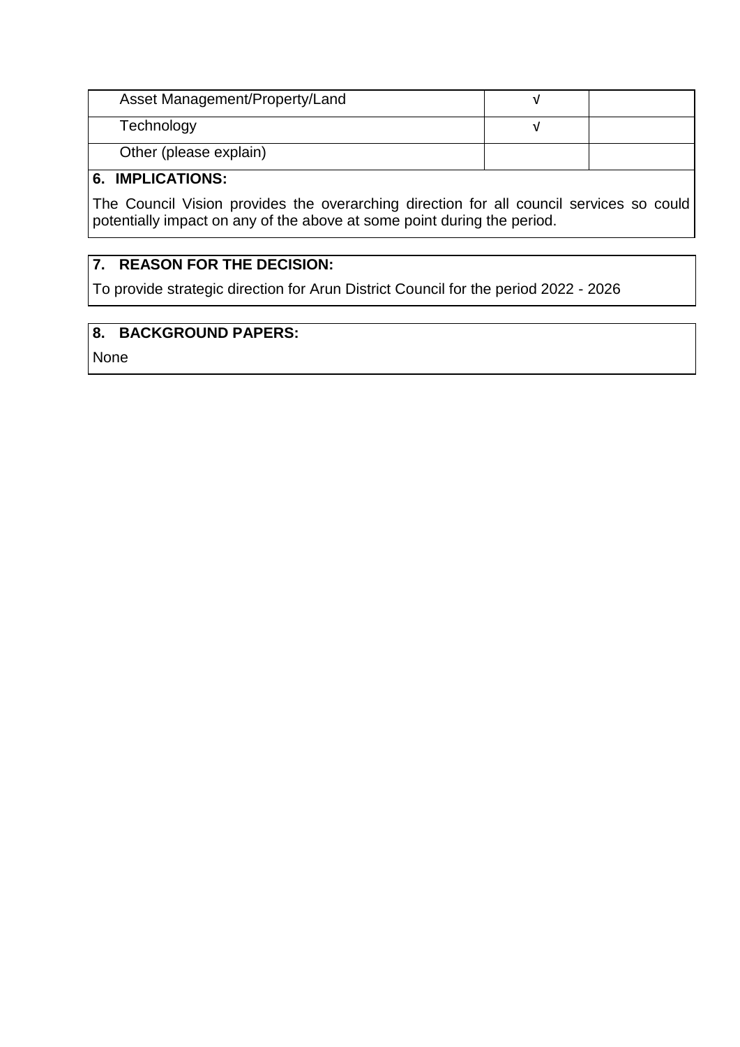| | | |
|---|---|---|
| Asset Management/Property/Land | √ | |
| Technology | √ | |
| Other (please explain) | | |

## 6. IMPLICATIONS:

The Council Vision provides the overarching direction for all council services so could potentially impact on any of the above at some point during the period.

## 7. REASON FOR THE DECISION:

To provide strategic direction for Arun District Council for the period 2022 - 2026

## 8. BACKGROUND PAPERS:

None